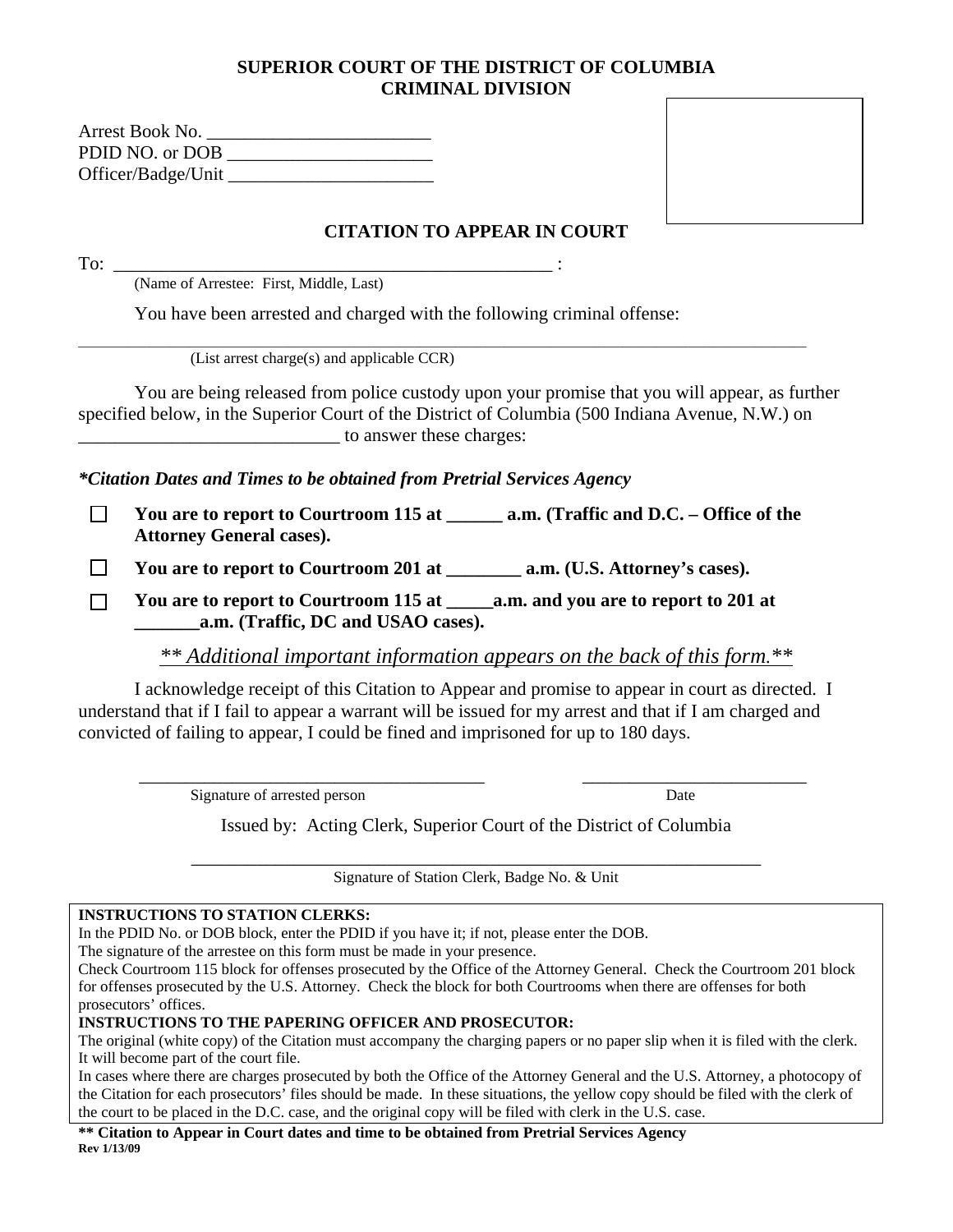# SUPERIOR COURT OF THE DISTRICT OF COLUMBIA
# CRIMINAL DIVISION

Arest Book No. ________________________
PDID NO. or DOB ______________________
Officer/Badge/Unit ______________________

## CITATION TO APPEAR IN COURT

To: _________________________________________________ :
(Name of Arrestee: First, Middle, Last)

You have been arrested and charged with the following criminal offense:

_______________________________________________________________________________
(List arrest charge(s) and applicable CCR)

You are being released from police custody upon your promise that you will appear, as further specified below, in the Superior Court of the District of Columbia (500 Indiana Avenue, N.W.) on ____________________________ to answer these charges:

***Citation Dates and Times to be obtained from Pretrial Services Agency***

- ☐ **You are to report to Courtroom 115 at ______ a.m. (Traffic and D.C. – Office of the Attorney General cases).**
- ☐ **You are to report to Courtroom 201 at ________ a.m. (U.S. Attorney's cases).**
- ☐ **You are to report to Courtroom 115 at _____a.m. and you are to report to 201 at _______a.m. (Traffic, DC and USAO cases).**

*\*\* Additional important information appears on the back of this form.\*\**

I acknowledge receipt of this Citation to Appear and promise to appear in court as directed. I understand that if I fail to appear a warrant will be issued for my arrest and that if I am charged and convicted of failing to appear, I could be fined and imprisoned for up to 180 days.

_______________________________________ _________________________
Signature of arrested person Date

Issued by: Acting Clerk, Superior Court of the District of Columbia

_______________________________________________________________
Signature of Station Clerk, Badge No. & Unit

**INSTRUCTIONS TO STATION CLERKS:**
In the PDID No. or DOB block, enter the PDID if you have it; if not, please enter the DOB.
The signature of the arrestee on this form must be made in your presence.
Check Courtroom 115 block for offenses prosecuted by the Office of the Attorney General. Check the Courtroom 201 block for offenses prosecuted by the U.S. Attorney. Check the block for both Courtrooms when there are offenses for both prosecutors' offices.

**INSTRUCTIONS TO THE PAPERING OFFICER AND PROSECUTOR:**
The original (white copy) of the Citation must accompany the charging papers or no paper slip when it is filed with the clerk. It will become part of the court file.
In cases where there are charges prosecuted by both the Office of the Attorney General and the U.S. Attorney, a photocopy of the Citation for each prosecutors' files should be made. In these situations, the yellow copy should be filed with the clerk of the court to be placed in the D.C. case, and the original copy will be filed with clerk in the U.S. case.

**\*\* Citation to Appear in Court dates and time to be obtained from Pretrial Services Agency**
**Rev 1/13/09**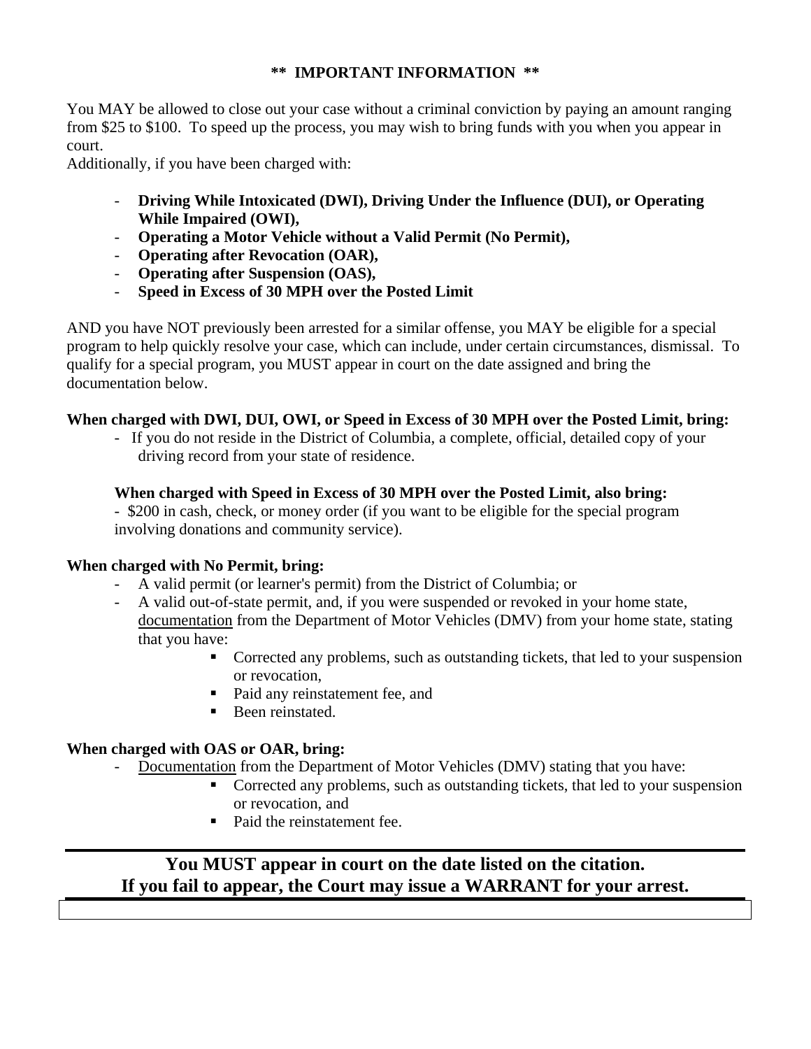**\*\* IMPORTANT INFORMATION \*\***

You MAY be allowed to close out your case without a criminal conviction by paying an amount ranging from $25 to $100. To speed up the process, you may wish to bring funds with you when you appear in court.

Additionally, if you have been charged with:

- **Driving While Intoxicated (DWI), Driving Under the Influence (DUI), or Operating While Impaired (OWI),**
- **Operating a Motor Vehicle without a Valid Permit (No Permit),**
- **Operating after Revocation (OAR),**
- **Operating after Suspension (OAS),**
- **Speed in Excess of 30 MPH over the Posted Limit**

AND you have NOT previously been arrested for a similar offense, you MAY be eligible for a special program to help quickly resolve your case, which can include, under certain circumstances, dismissal. To qualify for a special program, you MUST appear in court on the date assigned and bring the documentation below.

**When charged with DWI, DUI, OWI, or Speed in Excess of 30 MPH over the Posted Limit, bring:**

- If you do not reside in the District of Columbia, a complete, official, detailed copy of your driving record from your state of residence.

**When charged with Speed in Excess of 30 MPH over the Posted Limit, also bring:**

- $200 in cash, check, or money order (if you want to be eligible for the special program involving donations and community service).

**When charged with No Permit, bring:**

- A valid permit (or learner's permit) from the District of Columbia; or
- A valid out-of-state permit, and, if you were suspended or revoked in your home state, documentation from the Department of Motor Vehicles (DMV) from your home state, stating that you have:
  - Corrected any problems, such as outstanding tickets, that led to your suspension or revocation,
  - Paid any reinstatement fee, and
  - Been reinstated.

**When charged with OAS or OAR, bring:**

- Documentation from the Department of Motor Vehicles (DMV) stating that you have:
  - Corrected any problems, such as outstanding tickets, that led to your suspension or revocation, and
  - Paid the reinstatement fee.

---

**You MUST appear in court on the date listed on the citation.**
**If you fail to appear, the Court may issue a WARRANT for your arrest.**